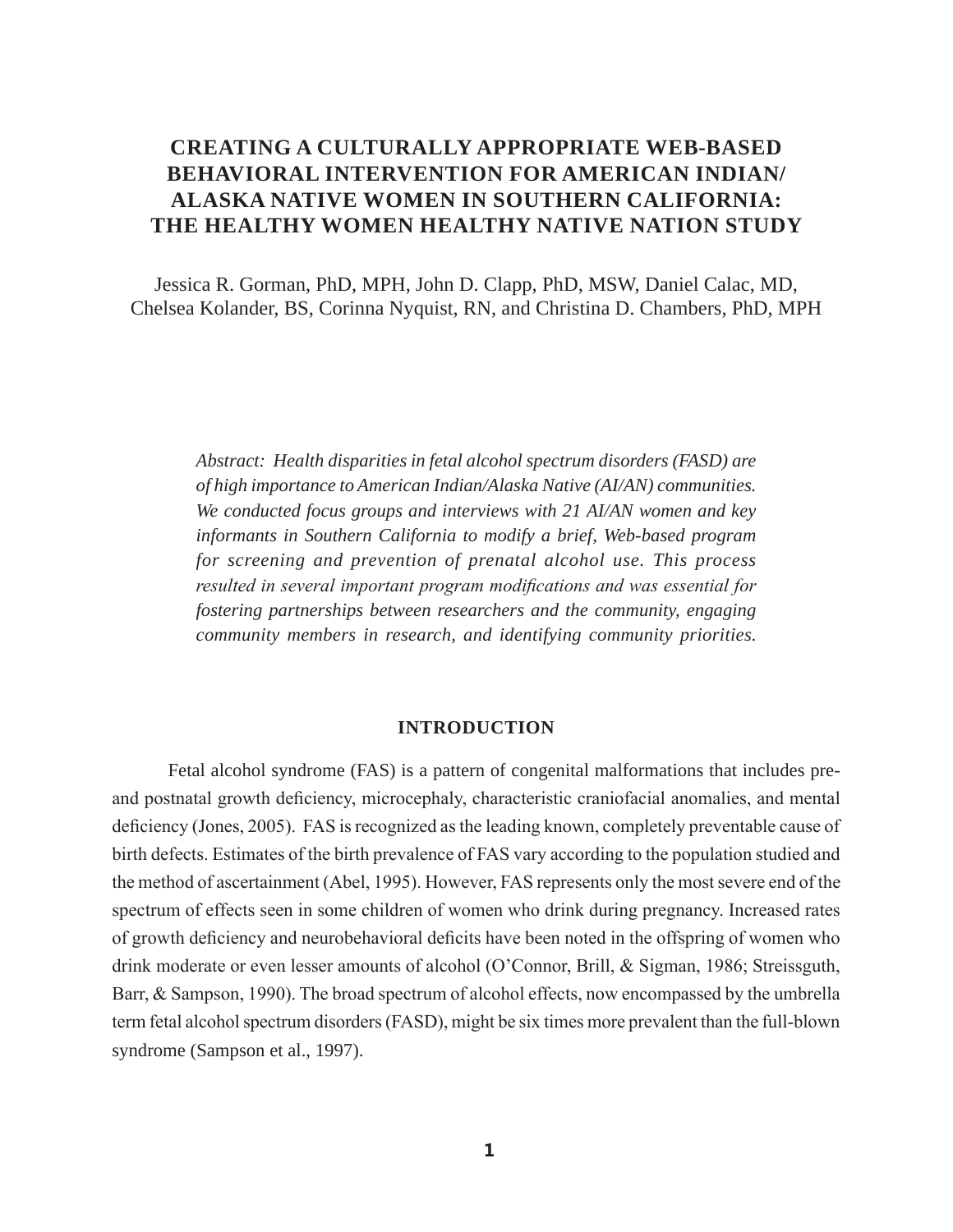# CREATING A CULTURALLY APPROPRIATE WEB-BASED BEHAVIORAL INTERVENTION FOR AMERICAN INDIAN/ ALASKA NATIVE WOMEN IN SOUTHERN CALIFORNIA: THE HEALTHY WOMEN HEALTHY NATIVE NATION STUDY

Jessica R. Gorman, PhD, MPH, John D. Clapp, PhD, MSW, Daniel Calac, MD, Chelsea Kolander, BS, Corinna Nyquist, RN, and Christina D. Chambers, PhD, MPH

*Abstract: Health disparities in fetal alcohol spectrum disorders (FASD) are of high importance to American Indian/Alaska Native (AI/AN) communities. We conducted focus groups and interviews with 21 AI/AN women and key informants in Southern California to modify a brief, Web-based program for screening and prevention of prenatal alcohol use. This process resulted in several important program modifications and was essential for fostering partnerships between researchers and the community, engaging community members in research, and identifying community priorities.*

## INTRODUCTION

Fetal alcohol syndrome (FAS) is a pattern of congenital malformations that includes pre- and postnatal growth deficiency, microcephaly, characteristic craniofacial anomalies, and mental deficiency (Jones, 2005). FAS is recognized as the leading known, completely preventable cause of birth defects. Estimates of the birth prevalence of FAS vary according to the population studied and the method of ascertainment (Abel, 1995). However, FAS represents only the most severe end of the spectrum of effects seen in some children of women who drink during pregnancy. Increased rates of growth deficiency and neurobehavioral deficits have been noted in the offspring of women who drink moderate or even lesser amounts of alcohol (O'Connor, Brill, & Sigman, 1986; Streissguth, Barr, & Sampson, 1990). The broad spectrum of alcohol effects, now encompassed by the umbrella term fetal alcohol spectrum disorders (FASD), might be six times more prevalent than the full-blown syndrome (Sampson et al., 1997).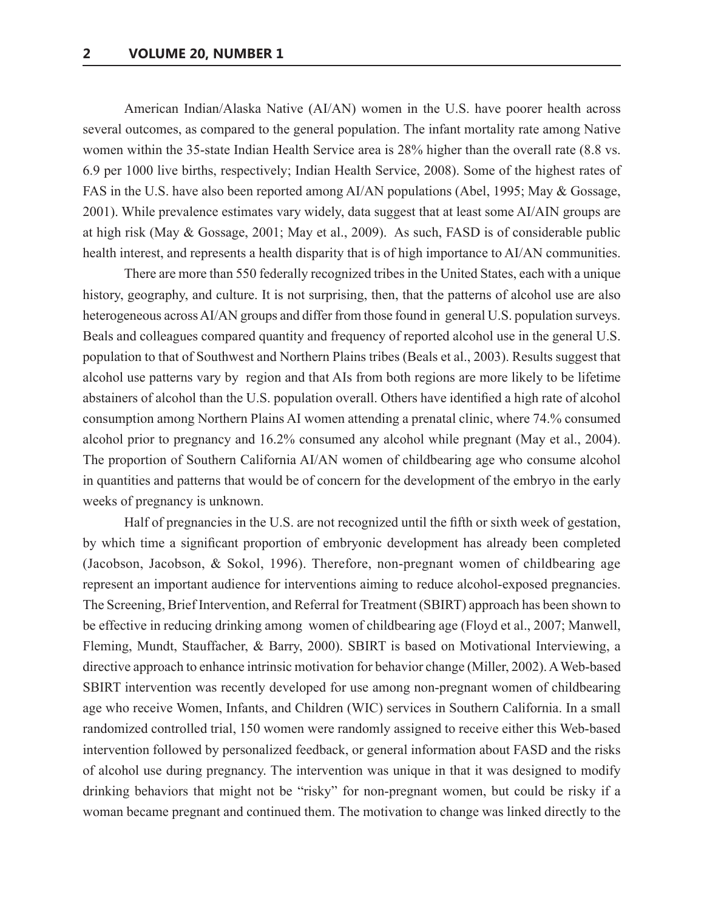American Indian/Alaska Native (AI/AN) women in the U.S. have poorer health across several outcomes, as compared to the general population. The infant mortality rate among Native women within the 35-state Indian Health Service area is 28% higher than the overall rate (8.8 vs. 6.9 per 1000 live births, respectively; Indian Health Service, 2008). Some of the highest rates of FAS in the U.S. have also been reported among AI/AN populations (Abel, 1995; May & Gossage, 2001). While prevalence estimates vary widely, data suggest that at least some AI/AIN groups are at high risk (May & Gossage, 2001; May et al., 2009). As such, FASD is of considerable public health interest, and represents a health disparity that is of high importance to AI/AN communities.

There are more than 550 federally recognized tribes in the United States, each with a unique history, geography, and culture. It is not surprising, then, that the patterns of alcohol use are also heterogeneous across AI/AN groups and differ from those found in general U.S. population surveys. Beals and colleagues compared quantity and frequency of reported alcohol use in the general U.S. population to that of Southwest and Northern Plains tribes (Beals et al., 2003). Results suggest that alcohol use patterns vary by region and that AIs from both regions are more likely to be lifetime abstainers of alcohol than the U.S. population overall. Others have identified a high rate of alcohol consumption among Northern Plains AI women attending a prenatal clinic, where 74.% consumed alcohol prior to pregnancy and 16.2% consumed any alcohol while pregnant (May et al., 2004). The proportion of Southern California AI/AN women of childbearing age who consume alcohol in quantities and patterns that would be of concern for the development of the embryo in the early weeks of pregnancy is unknown.

Half of pregnancies in the U.S. are not recognized until the fifth or sixth week of gestation, by which time a significant proportion of embryonic development has already been completed (Jacobson, Jacobson, & Sokol, 1996). Therefore, non-pregnant women of childbearing age represent an important audience for interventions aiming to reduce alcohol-exposed pregnancies. The Screening, Brief Intervention, and Referral for Treatment (SBIRT) approach has been shown to be effective in reducing drinking among women of childbearing age (Floyd et al., 2007; Manwell, Fleming, Mundt, Stauffacher, & Barry, 2000). SBIRT is based on Motivational Interviewing, a directive approach to enhance intrinsic motivation for behavior change (Miller, 2002). A Web-based SBIRT intervention was recently developed for use among non-pregnant women of childbearing age who receive Women, Infants, and Children (WIC) services in Southern California. In a small randomized controlled trial, 150 women were randomly assigned to receive either this Web-based intervention followed by personalized feedback, or general information about FASD and the risks of alcohol use during pregnancy. The intervention was unique in that it was designed to modify drinking behaviors that might not be "risky" for non-pregnant women, but could be risky if a woman became pregnant and continued them. The motivation to change was linked directly to the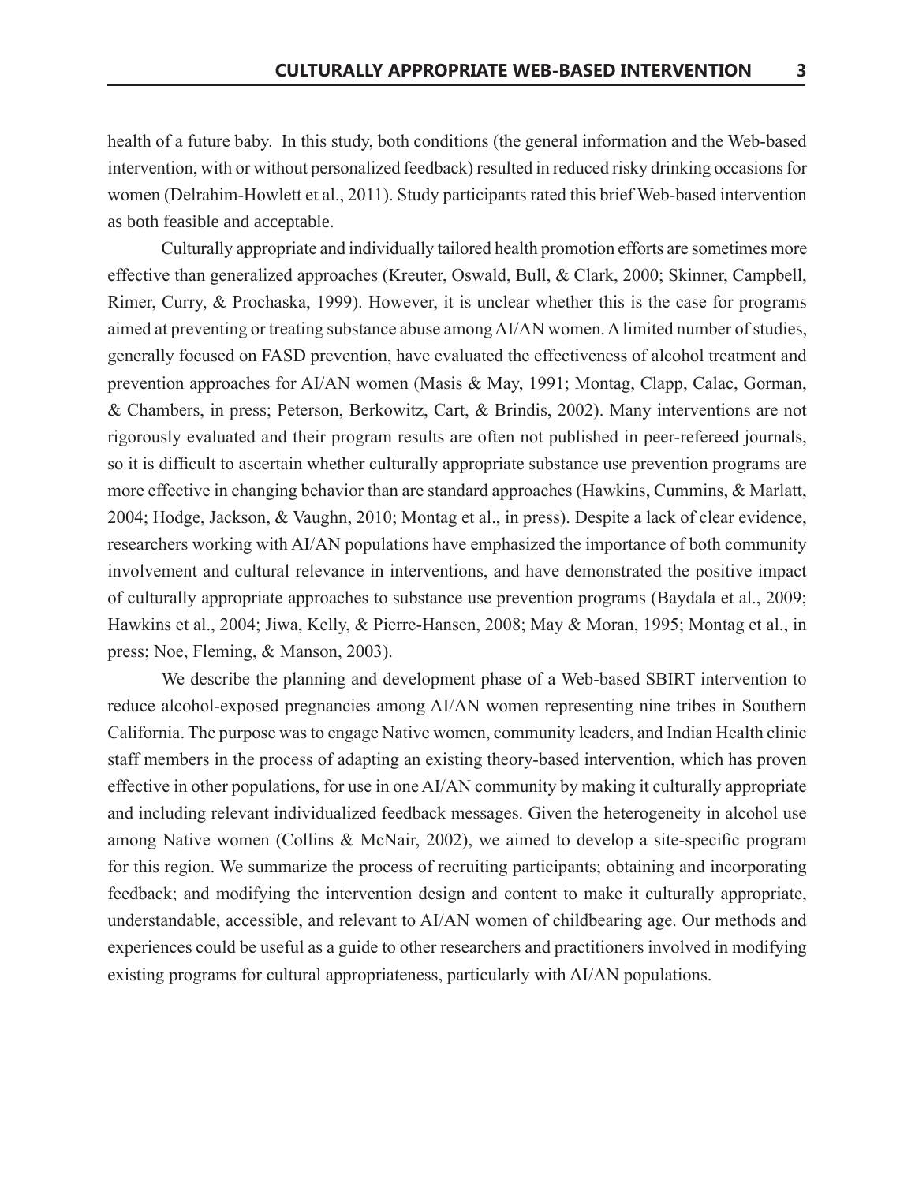health of a future baby. In this study, both conditions (the general information and the Web-based intervention, with or without personalized feedback) resulted in reduced risky drinking occasions for women (Delrahim-Howlett et al., 2011). Study participants rated this brief Web-based intervention as both feasible and acceptable.

Culturally appropriate and individually tailored health promotion efforts are sometimes more effective than generalized approaches (Kreuter, Oswald, Bull, & Clark, 2000; Skinner, Campbell, Rimer, Curry, & Prochaska, 1999). However, it is unclear whether this is the case for programs aimed at preventing or treating substance abuse among AI/AN women. A limited number of studies, generally focused on FASD prevention, have evaluated the effectiveness of alcohol treatment and prevention approaches for AI/AN women (Masis & May, 1991; Montag, Clapp, Calac, Gorman, & Chambers, in press; Peterson, Berkowitz, Cart, & Brindis, 2002). Many interventions are not rigorously evaluated and their program results are often not published in peer-refereed journals, so it is difficult to ascertain whether culturally appropriate substance use prevention programs are more effective in changing behavior than are standard approaches (Hawkins, Cummins, & Marlatt, 2004; Hodge, Jackson, & Vaughn, 2010; Montag et al., in press). Despite a lack of clear evidence, researchers working with AI/AN populations have emphasized the importance of both community involvement and cultural relevance in interventions, and have demonstrated the positive impact of culturally appropriate approaches to substance use prevention programs (Baydala et al., 2009; Hawkins et al., 2004; Jiwa, Kelly, & Pierre-Hansen, 2008; May & Moran, 1995; Montag et al., in press; Noe, Fleming, & Manson, 2003).

We describe the planning and development phase of a Web-based SBIRT intervention to reduce alcohol-exposed pregnancies among AI/AN women representing nine tribes in Southern California. The purpose was to engage Native women, community leaders, and Indian Health clinic staff members in the process of adapting an existing theory-based intervention, which has proven effective in other populations, for use in one AI/AN community by making it culturally appropriate and including relevant individualized feedback messages. Given the heterogeneity in alcohol use among Native women (Collins & McNair, 2002), we aimed to develop a site-specific program for this region. We summarize the process of recruiting participants; obtaining and incorporating feedback; and modifying the intervention design and content to make it culturally appropriate, understandable, accessible, and relevant to AI/AN women of childbearing age. Our methods and experiences could be useful as a guide to other researchers and practitioners involved in modifying existing programs for cultural appropriateness, particularly with AI/AN populations.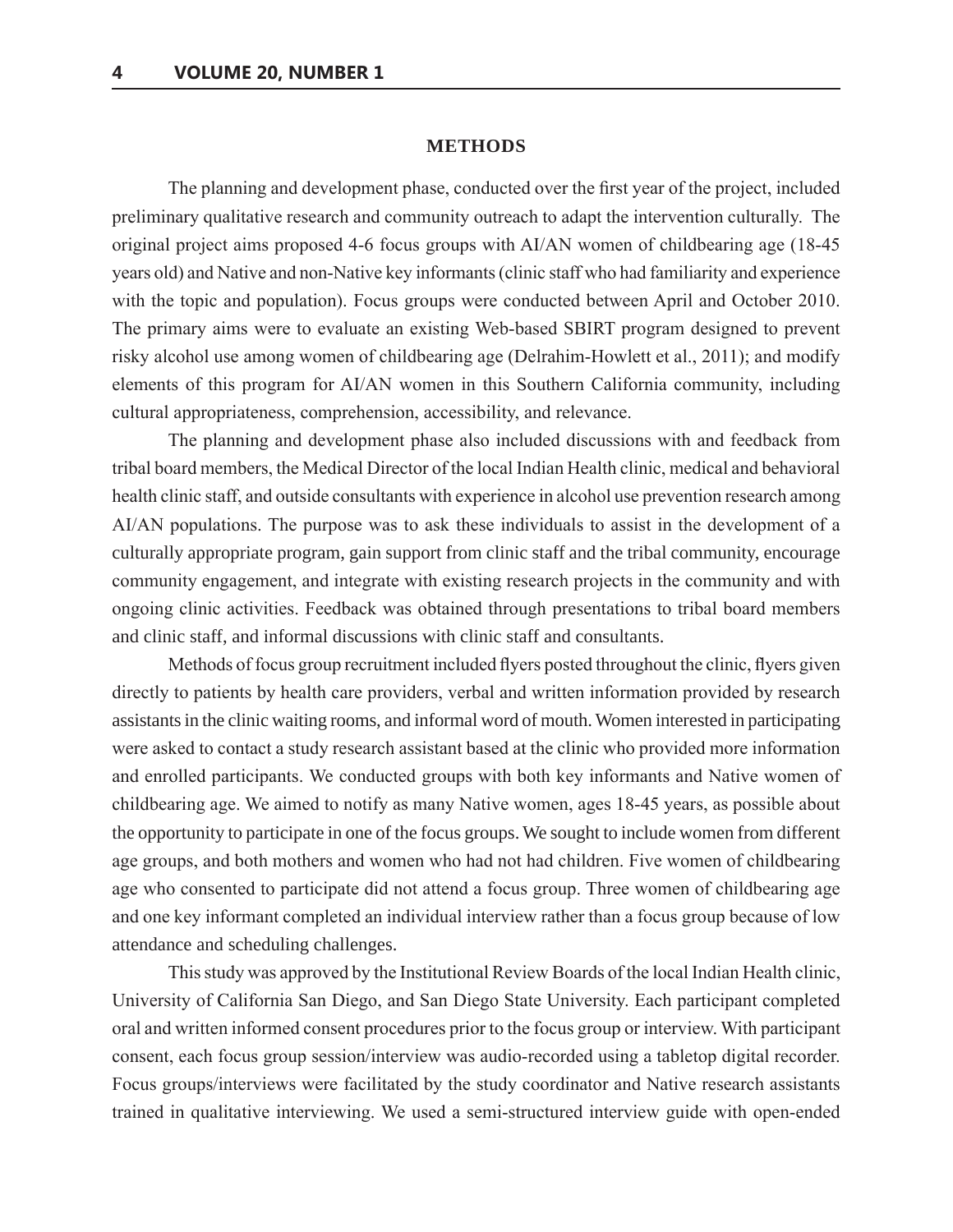## METHODS

The planning and development phase, conducted over the first year of the project, included preliminary qualitative research and community outreach to adapt the intervention culturally. The original project aims proposed 4-6 focus groups with AI/AN women of childbearing age (18-45 years old) and Native and non-Native key informants (clinic staff who had familiarity and experience with the topic and population). Focus groups were conducted between April and October 2010. The primary aims were to evaluate an existing Web-based SBIRT program designed to prevent risky alcohol use among women of childbearing age (Delrahim-Howlett et al., 2011); and modify elements of this program for AI/AN women in this Southern California community, including cultural appropriateness, comprehension, accessibility, and relevance.

The planning and development phase also included discussions with and feedback from tribal board members, the Medical Director of the local Indian Health clinic, medical and behavioral health clinic staff, and outside consultants with experience in alcohol use prevention research among AI/AN populations. The purpose was to ask these individuals to assist in the development of a culturally appropriate program, gain support from clinic staff and the tribal community, encourage community engagement, and integrate with existing research projects in the community and with ongoing clinic activities. Feedback was obtained through presentations to tribal board members and clinic staff, and informal discussions with clinic staff and consultants.

Methods of focus group recruitment included flyers posted throughout the clinic, flyers given directly to patients by health care providers, verbal and written information provided by research assistants in the clinic waiting rooms, and informal word of mouth. Women interested in participating were asked to contact a study research assistant based at the clinic who provided more information and enrolled participants. We conducted groups with both key informants and Native women of childbearing age. We aimed to notify as many Native women, ages 18-45 years, as possible about the opportunity to participate in one of the focus groups. We sought to include women from different age groups, and both mothers and women who had not had children. Five women of childbearing age who consented to participate did not attend a focus group. Three women of childbearing age and one key informant completed an individual interview rather than a focus group because of low attendance and scheduling challenges.

This study was approved by the Institutional Review Boards of the local Indian Health clinic, University of California San Diego, and San Diego State University. Each participant completed oral and written informed consent procedures prior to the focus group or interview. With participant consent, each focus group session/interview was audio-recorded using a tabletop digital recorder. Focus groups/interviews were facilitated by the study coordinator and Native research assistants trained in qualitative interviewing. We used a semi-structured interview guide with open-ended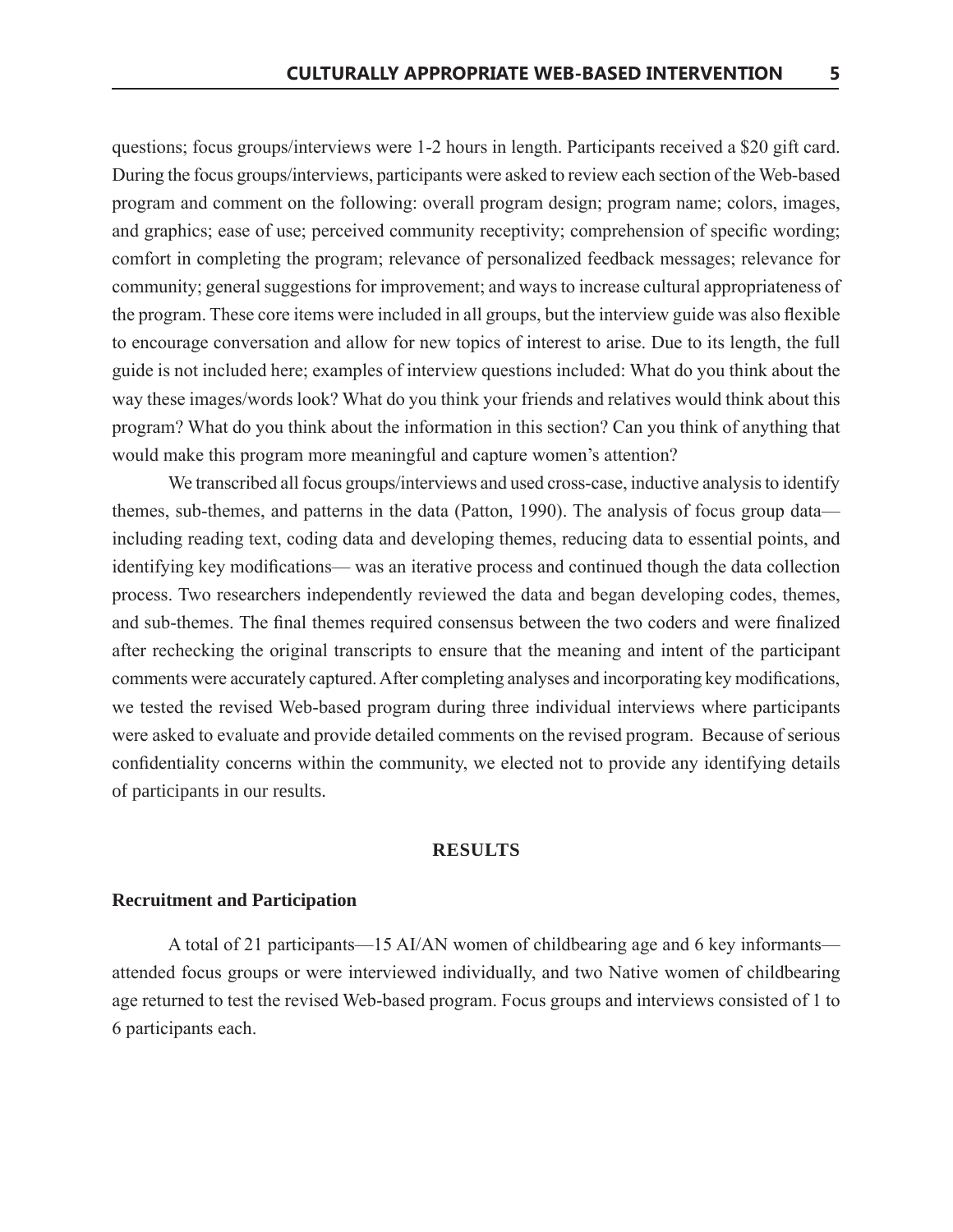questions; focus groups/interviews were 1-2 hours in length. Participants received a $20 gift card. During the focus groups/interviews, participants were asked to review each section of the Web-based program and comment on the following: overall program design; program name; colors, images, and graphics; ease of use; perceived community receptivity; comprehension of specific wording; comfort in completing the program; relevance of personalized feedback messages; relevance for community; general suggestions for improvement; and ways to increase cultural appropriateness of the program. These core items were included in all groups, but the interview guide was also flexible to encourage conversation and allow for new topics of interest to arise. Due to its length, the full guide is not included here; examples of interview questions included: What do you think about the way these images/words look? What do you think your friends and relatives would think about this program? What do you think about the information in this section? Can you think of anything that would make this program more meaningful and capture women's attention?

We transcribed all focus groups/interviews and used cross-case, inductive analysis to identify themes, sub-themes, and patterns in the data (Patton, 1990). The analysis of focus group data—including reading text, coding data and developing themes, reducing data to essential points, and identifying key modifications— was an iterative process and continued though the data collection process. Two researchers independently reviewed the data and began developing codes, themes, and sub-themes. The final themes required consensus between the two coders and were finalized after rechecking the original transcripts to ensure that the meaning and intent of the participant comments were accurately captured. After completing analyses and incorporating key modifications, we tested the revised Web-based program during three individual interviews where participants were asked to evaluate and provide detailed comments on the revised program. Because of serious confidentiality concerns within the community, we elected not to provide any identifying details of participants in our results.

## RESULTS

### Recruitment and Participation

A total of 21 participants—15 AI/AN women of childbearing age and 6 key informants—attended focus groups or were interviewed individually, and two Native women of childbearing age returned to test the revised Web-based program. Focus groups and interviews consisted of 1 to 6 participants each.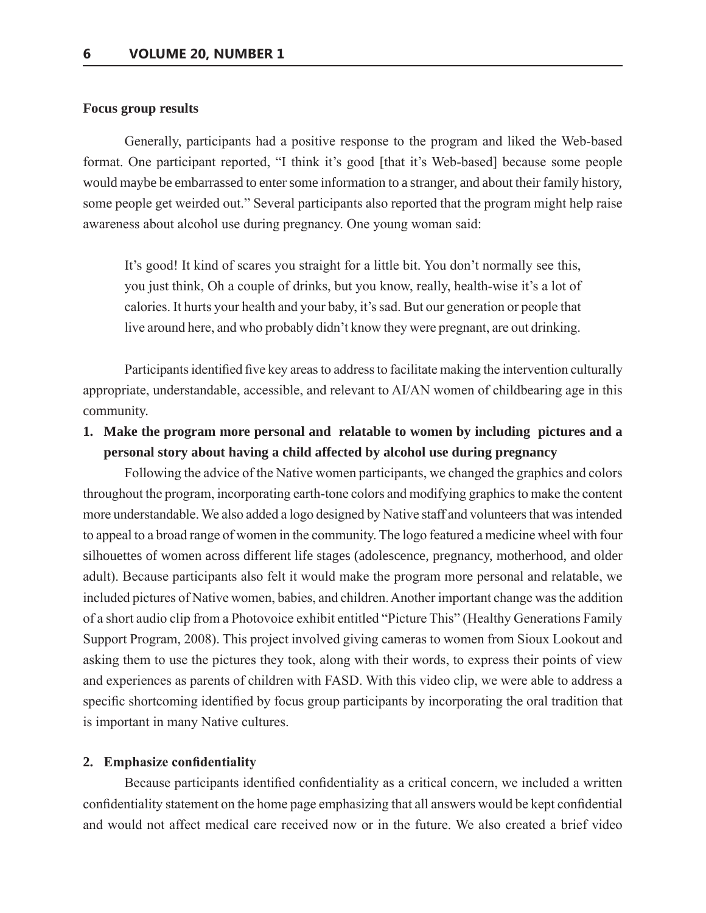**Focus group results**

Generally, participants had a positive response to the program and liked the Web-based format. One participant reported, "I think it's good [that it's Web-based] because some people would maybe be embarrassed to enter some information to a stranger, and about their family history, some people get weirded out." Several participants also reported that the program might help raise awareness about alcohol use during pregnancy. One young woman said:

> It's good! It kind of scares you straight for a little bit. You don't normally see this, you just think, Oh a couple of drinks, but you know, really, health-wise it's a lot of calories. It hurts your health and your baby, it's sad. But our generation or people that live around here, and who probably didn't know they were pregnant, are out drinking.

Participants identified five key areas to address to facilitate making the intervention culturally appropriate, understandable, accessible, and relevant to AI/AN women of childbearing age in this community.

**1. Make the program more personal and relatable to women by including pictures and a personal story about having a child affected by alcohol use during pregnancy**

Following the advice of the Native women participants, we changed the graphics and colors throughout the program, incorporating earth-tone colors and modifying graphics to make the content more understandable. We also added a logo designed by Native staff and volunteers that was intended to appeal to a broad range of women in the community. The logo featured a medicine wheel with four silhouettes of women across different life stages (adolescence, pregnancy, motherhood, and older adult). Because participants also felt it would make the program more personal and relatable, we included pictures of Native women, babies, and children. Another important change was the addition of a short audio clip from a Photovoice exhibit entitled "Picture This" (Healthy Generations Family Support Program, 2008). This project involved giving cameras to women from Sioux Lookout and asking them to use the pictures they took, along with their words, to express their points of view and experiences as parents of children with FASD. With this video clip, we were able to address a specific shortcoming identified by focus group participants by incorporating the oral tradition that is important in many Native cultures.

**2. Emphasize confidentiality**

Because participants identified confidentiality as a critical concern, we included a written confidentiality statement on the home page emphasizing that all answers would be kept confidential and would not affect medical care received now or in the future. We also created a brief video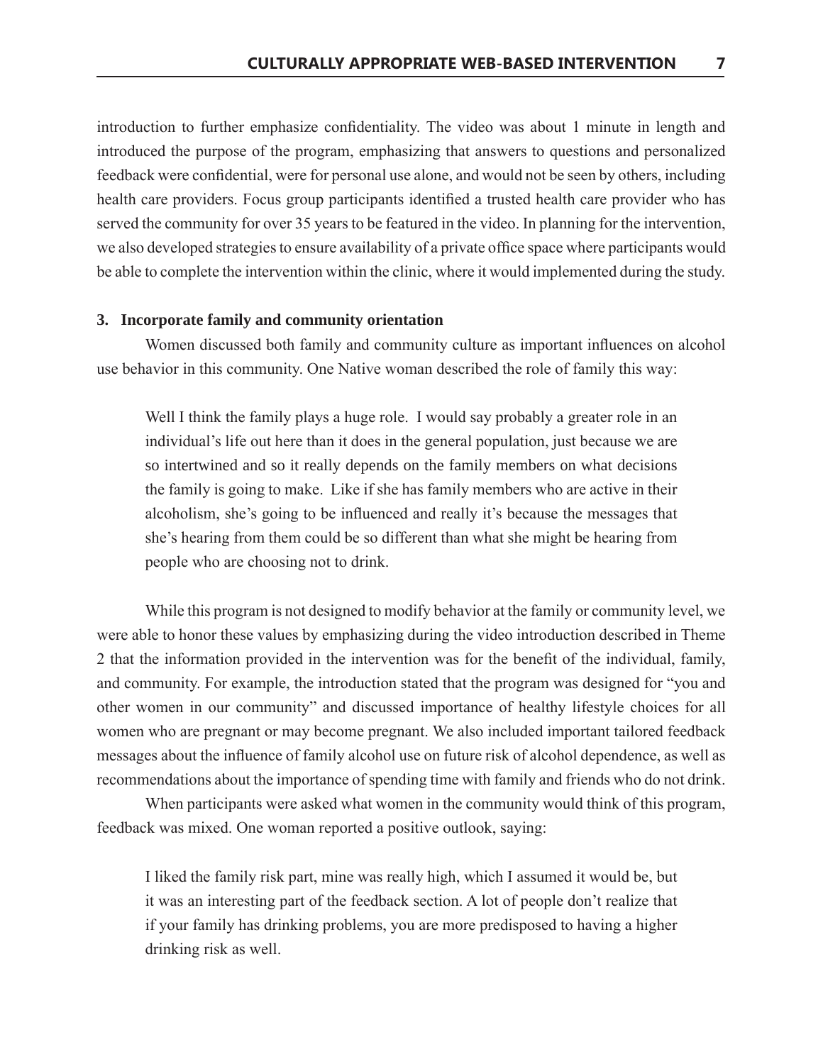introduction to further emphasize confidentiality. The video was about 1 minute in length and introduced the purpose of the program, emphasizing that answers to questions and personalized feedback were confidential, were for personal use alone, and would not be seen by others, including health care providers. Focus group participants identified a trusted health care provider who has served the community for over 35 years to be featured in the video. In planning for the intervention, we also developed strategies to ensure availability of a private office space where participants would be able to complete the intervention within the clinic, where it would implemented during the study.

**3. Incorporate family and community orientation**

Women discussed both family and community culture as important influences on alcohol use behavior in this community. One Native woman described the role of family this way:

> Well I think the family plays a huge role. I would say probably a greater role in an individual's life out here than it does in the general population, just because we are so intertwined and so it really depends on the family members on what decisions the family is going to make. Like if she has family members who are active in their alcoholism, she's going to be influenced and really it's because the messages that she's hearing from them could be so different than what she might be hearing from people who are choosing not to drink.

While this program is not designed to modify behavior at the family or community level, we were able to honor these values by emphasizing during the video introduction described in Theme 2 that the information provided in the intervention was for the benefit of the individual, family, and community. For example, the introduction stated that the program was designed for "you and other women in our community" and discussed importance of healthy lifestyle choices for all women who are pregnant or may become pregnant. We also included important tailored feedback messages about the influence of family alcohol use on future risk of alcohol dependence, as well as recommendations about the importance of spending time with family and friends who do not drink.

When participants were asked what women in the community would think of this program, feedback was mixed. One woman reported a positive outlook, saying:

> I liked the family risk part, mine was really high, which I assumed it would be, but it was an interesting part of the feedback section. A lot of people don't realize that if your family has drinking problems, you are more predisposed to having a higher drinking risk as well.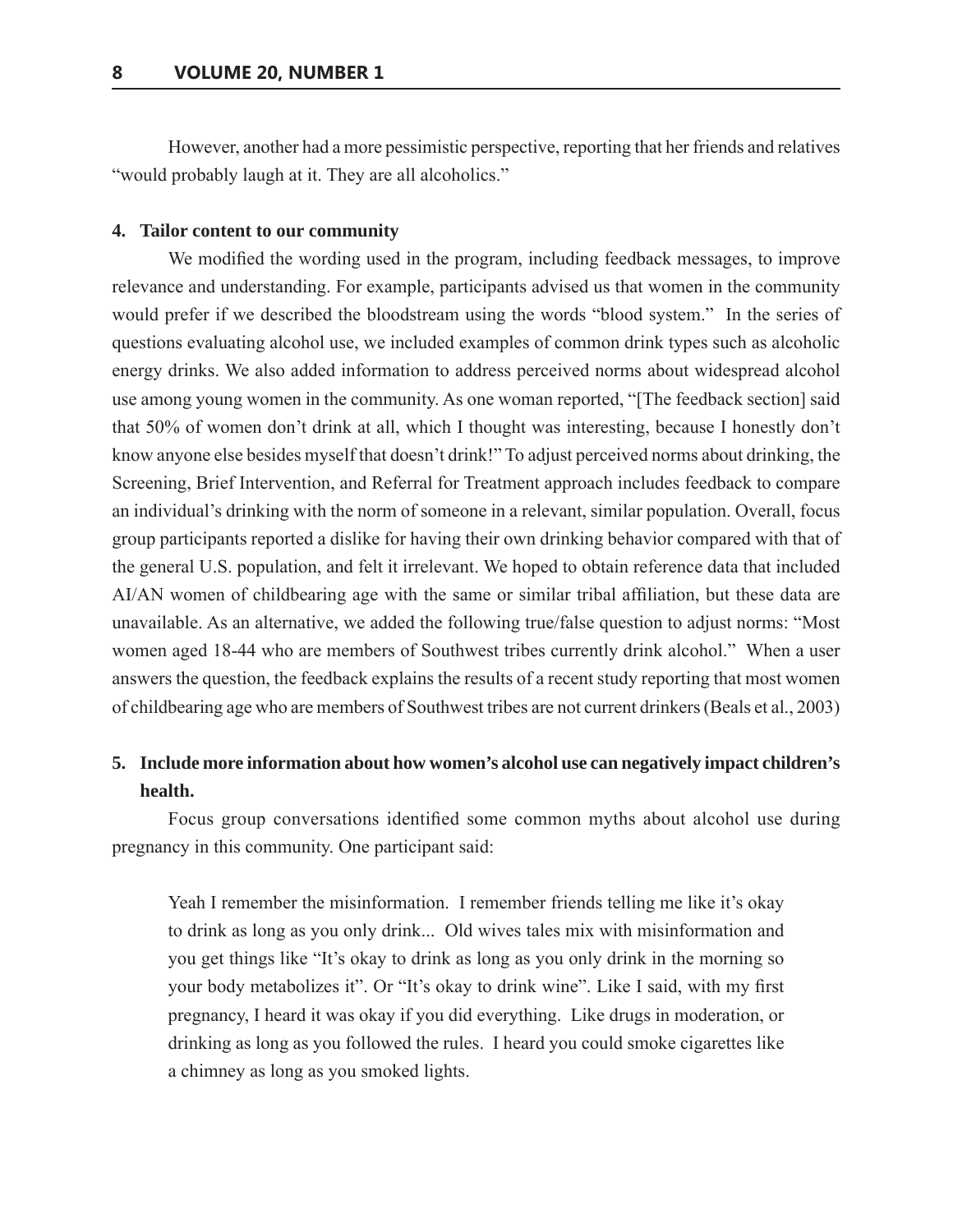However, another had a more pessimistic perspective, reporting that her friends and relatives "would probably laugh at it. They are all alcoholics."

**4. Tailor content to our community**

We modified the wording used in the program, including feedback messages, to improve relevance and understanding. For example, participants advised us that women in the community would prefer if we described the bloodstream using the words "blood system." In the series of questions evaluating alcohol use, we included examples of common drink types such as alcoholic energy drinks. We also added information to address perceived norms about widespread alcohol use among young women in the community. As one woman reported, "[The feedback section] said that 50% of women don't drink at all, which I thought was interesting, because I honestly don't know anyone else besides myself that doesn't drink!" To adjust perceived norms about drinking, the Screening, Brief Intervention, and Referral for Treatment approach includes feedback to compare an individual's drinking with the norm of someone in a relevant, similar population. Overall, focus group participants reported a dislike for having their own drinking behavior compared with that of the general U.S. population, and felt it irrelevant. We hoped to obtain reference data that included AI/AN women of childbearing age with the same or similar tribal affiliation, but these data are unavailable. As an alternative, we added the following true/false question to adjust norms: "Most women aged 18-44 who are members of Southwest tribes currently drink alcohol." When a user answers the question, the feedback explains the results of a recent study reporting that most women of childbearing age who are members of Southwest tribes are not current drinkers (Beals et al., 2003)

**5. Include more information about how women's alcohol use can negatively impact children's health.**

Focus group conversations identified some common myths about alcohol use during pregnancy in this community. One participant said:

> Yeah I remember the misinformation. I remember friends telling me like it's okay to drink as long as you only drink... Old wives tales mix with misinformation and you get things like "It's okay to drink as long as you only drink in the morning so your body metabolizes it". Or "It's okay to drink wine". Like I said, with my first pregnancy, I heard it was okay if you did everything. Like drugs in moderation, or drinking as long as you followed the rules. I heard you could smoke cigarettes like a chimney as long as you smoked lights.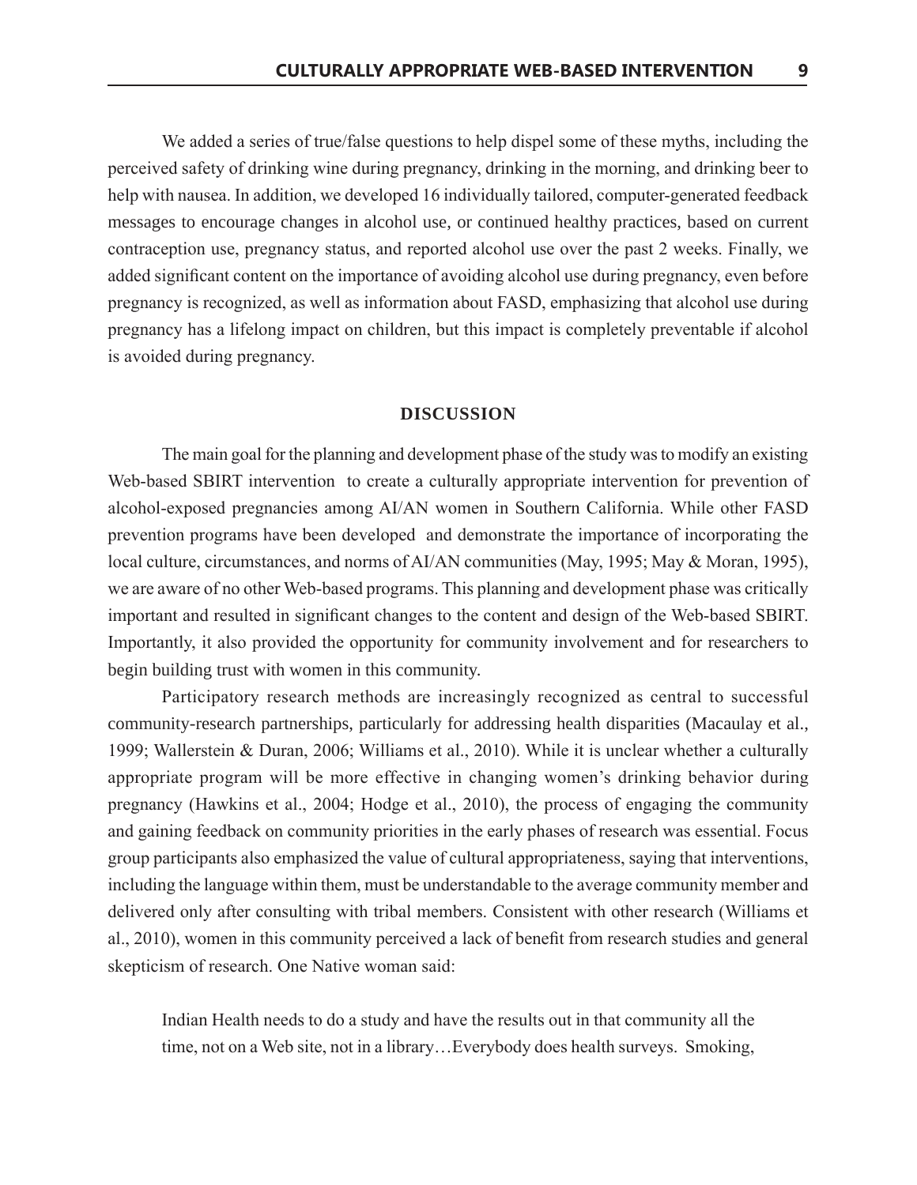We added a series of true/false questions to help dispel some of these myths, including the perceived safety of drinking wine during pregnancy, drinking in the morning, and drinking beer to help with nausea. In addition, we developed 16 individually tailored, computer-generated feedback messages to encourage changes in alcohol use, or continued healthy practices, based on current contraception use, pregnancy status, and reported alcohol use over the past 2 weeks. Finally, we added significant content on the importance of avoiding alcohol use during pregnancy, even before pregnancy is recognized, as well as information about FASD, emphasizing that alcohol use during pregnancy has a lifelong impact on children, but this impact is completely preventable if alcohol is avoided during pregnancy.

## DISCUSSION

The main goal for the planning and development phase of the study was to modify an existing Web-based SBIRT intervention to create a culturally appropriate intervention for prevention of alcohol-exposed pregnancies among AI/AN women in Southern California. While other FASD prevention programs have been developed and demonstrate the importance of incorporating the local culture, circumstances, and norms of AI/AN communities (May, 1995; May & Moran, 1995), we are aware of no other Web-based programs. This planning and development phase was critically important and resulted in significant changes to the content and design of the Web-based SBIRT. Importantly, it also provided the opportunity for community involvement and for researchers to begin building trust with women in this community.

Participatory research methods are increasingly recognized as central to successful community-research partnerships, particularly for addressing health disparities (Macaulay et al., 1999; Wallerstein & Duran, 2006; Williams et al., 2010). While it is unclear whether a culturally appropriate program will be more effective in changing women's drinking behavior during pregnancy (Hawkins et al., 2004; Hodge et al., 2010), the process of engaging the community and gaining feedback on community priorities in the early phases of research was essential. Focus group participants also emphasized the value of cultural appropriateness, saying that interventions, including the language within them, must be understandable to the average community member and delivered only after consulting with tribal members. Consistent with other research (Williams et al., 2010), women in this community perceived a lack of benefit from research studies and general skepticism of research. One Native woman said:

> Indian Health needs to do a study and have the results out in that community all the time, not on a Web site, not in a library…Everybody does health surveys. Smoking,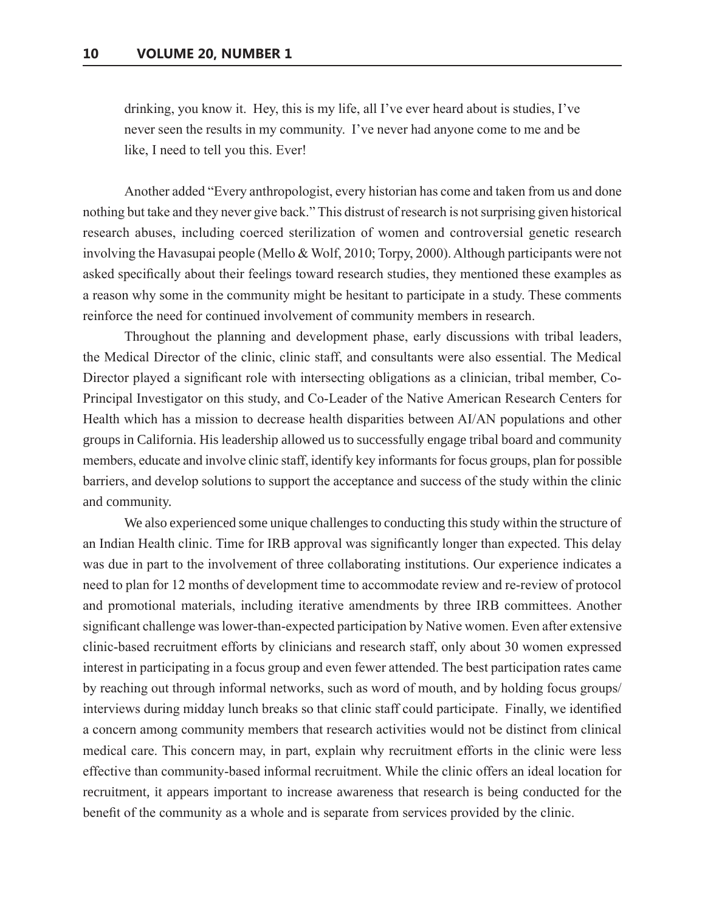> drinking, you know it. Hey, this is my life, all I've ever heard about is studies, I've never seen the results in my community. I've never had anyone come to me and be like, I need to tell you this. Ever!

Another added "Every anthropologist, every historian has come and taken from us and done nothing but take and they never give back." This distrust of research is not surprising given historical research abuses, including coerced sterilization of women and controversial genetic research involving the Havasupai people (Mello & Wolf, 2010; Torpy, 2000). Although participants were not asked specifically about their feelings toward research studies, they mentioned these examples as a reason why some in the community might be hesitant to participate in a study. These comments reinforce the need for continued involvement of community members in research.

Throughout the planning and development phase, early discussions with tribal leaders, the Medical Director of the clinic, clinic staff, and consultants were also essential. The Medical Director played a significant role with intersecting obligations as a clinician, tribal member, Co-Principal Investigator on this study, and Co-Leader of the Native American Research Centers for Health which has a mission to decrease health disparities between AI/AN populations and other groups in California. His leadership allowed us to successfully engage tribal board and community members, educate and involve clinic staff, identify key informants for focus groups, plan for possible barriers, and develop solutions to support the acceptance and success of the study within the clinic and community.

We also experienced some unique challenges to conducting this study within the structure of an Indian Health clinic. Time for IRB approval was significantly longer than expected. This delay was due in part to the involvement of three collaborating institutions. Our experience indicates a need to plan for 12 months of development time to accommodate review and re-review of protocol and promotional materials, including iterative amendments by three IRB committees. Another significant challenge was lower-than-expected participation by Native women. Even after extensive clinic-based recruitment efforts by clinicians and research staff, only about 30 women expressed interest in participating in a focus group and even fewer attended. The best participation rates came by reaching out through informal networks, such as word of mouth, and by holding focus groups/interviews during midday lunch breaks so that clinic staff could participate. Finally, we identified a concern among community members that research activities would not be distinct from clinical medical care. This concern may, in part, explain why recruitment efforts in the clinic were less effective than community-based informal recruitment. While the clinic offers an ideal location for recruitment, it appears important to increase awareness that research is being conducted for the benefit of the community as a whole and is separate from services provided by the clinic.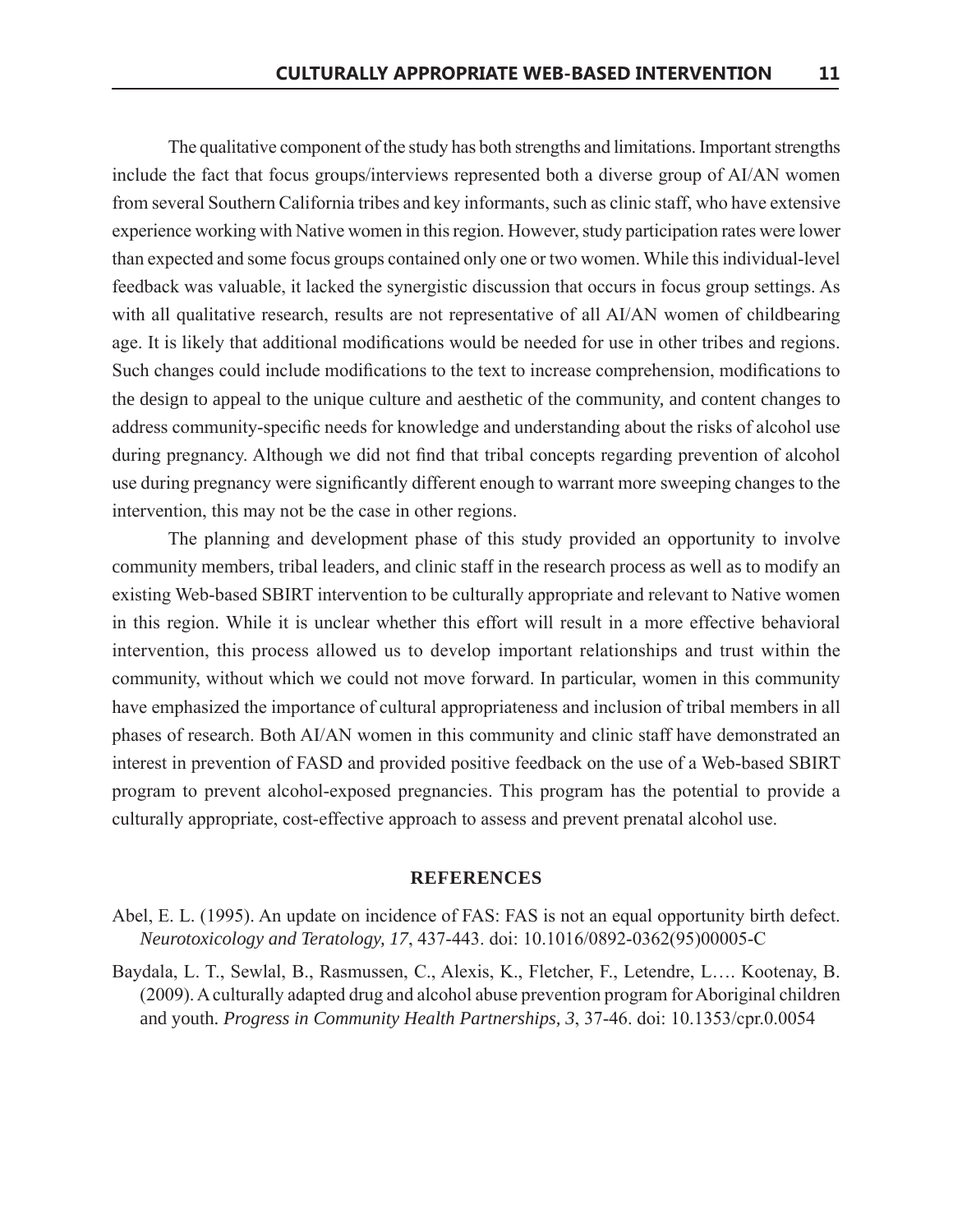The qualitative component of the study has both strengths and limitations. Important strengths include the fact that focus groups/interviews represented both a diverse group of AI/AN women from several Southern California tribes and key informants, such as clinic staff, who have extensive experience working with Native women in this region. However, study participation rates were lower than expected and some focus groups contained only one or two women. While this individual-level feedback was valuable, it lacked the synergistic discussion that occurs in focus group settings. As with all qualitative research, results are not representative of all AI/AN women of childbearing age. It is likely that additional modifications would be needed for use in other tribes and regions. Such changes could include modifications to the text to increase comprehension, modifications to the design to appeal to the unique culture and aesthetic of the community, and content changes to address community-specific needs for knowledge and understanding about the risks of alcohol use during pregnancy. Although we did not find that tribal concepts regarding prevention of alcohol use during pregnancy were significantly different enough to warrant more sweeping changes to the intervention, this may not be the case in other regions.

The planning and development phase of this study provided an opportunity to involve community members, tribal leaders, and clinic staff in the research process as well as to modify an existing Web-based SBIRT intervention to be culturally appropriate and relevant to Native women in this region. While it is unclear whether this effort will result in a more effective behavioral intervention, this process allowed us to develop important relationships and trust within the community, without which we could not move forward. In particular, women in this community have emphasized the importance of cultural appropriateness and inclusion of tribal members in all phases of research. Both AI/AN women in this community and clinic staff have demonstrated an interest in prevention of FASD and provided positive feedback on the use of a Web-based SBIRT program to prevent alcohol-exposed pregnancies. This program has the potential to provide a culturally appropriate, cost-effective approach to assess and prevent prenatal alcohol use.

## REFERENCES

Abel, E. L. (1995). An update on incidence of FAS: FAS is not an equal opportunity birth defect. *Neurotoxicology and Teratology, 17*, 437-443. doi: 10.1016/0892-0362(95)00005-C

Baydala, L. T., Sewlal, B., Rasmussen, C., Alexis, K., Fletcher, F., Letendre, L…. Kootenay, B. (2009). A culturally adapted drug and alcohol abuse prevention program for Aboriginal children and youth. *Progress in Community Health Partnerships, 3*, 37-46. doi: 10.1353/cpr.0.0054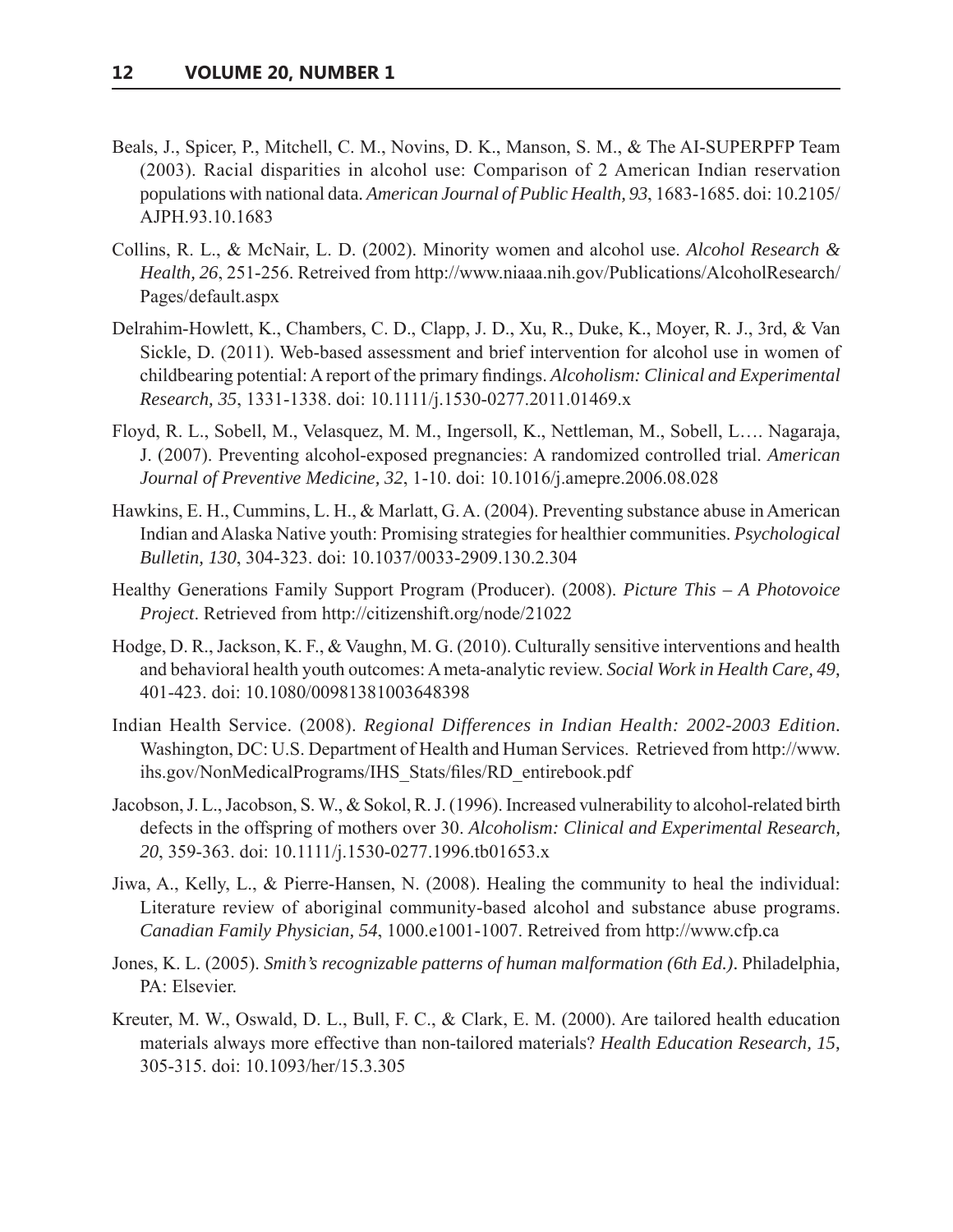Beals, J., Spicer, P., Mitchell, C. M., Novins, D. K., Manson, S. M., & The AI-SUPERPFP Team (2003). Racial disparities in alcohol use: Comparison of 2 American Indian reservation populations with national data. *American Journal of Public Health, 93*, 1683-1685. doi: 10.2105/AJPH.93.10.1683

Collins, R. L., & McNair, L. D. (2002). Minority women and alcohol use. *Alcohol Research & Health, 26*, 251-256. Retreived from http://www.niaaa.nih.gov/Publications/AlcoholResearch/Pages/default.aspx

Delrahim-Howlett, K., Chambers, C. D., Clapp, J. D., Xu, R., Duke, K., Moyer, R. J., 3rd, & Van Sickle, D. (2011). Web-based assessment and brief intervention for alcohol use in women of childbearing potential: A report of the primary findings. *Alcoholism: Clinical and Experimental Research, 35*, 1331-1338. doi: 10.1111/j.1530-0277.2011.01469.x

Floyd, R. L., Sobell, M., Velasquez, M. M., Ingersoll, K., Nettleman, M., Sobell, L…. Nagaraja, J. (2007). Preventing alcohol-exposed pregnancies: A randomized controlled trial. *American Journal of Preventive Medicine, 32*, 1-10. doi: 10.1016/j.amepre.2006.08.028

Hawkins, E. H., Cummins, L. H., & Marlatt, G. A. (2004). Preventing substance abuse in American Indian and Alaska Native youth: Promising strategies for healthier communities. *Psychological Bulletin, 130*, 304-323. doi: 10.1037/0033-2909.130.2.304

Healthy Generations Family Support Program (Producer). (2008). *Picture This – A Photovoice Project*. Retrieved from http://citizenshift.org/node/21022

Hodge, D. R., Jackson, K. F., & Vaughn, M. G. (2010). Culturally sensitive interventions and health and behavioral health youth outcomes: A meta-analytic review. *Social Work in Health Care, 49*, 401-423. doi: 10.1080/00981381003648398

Indian Health Service. (2008). *Regional Differences in Indian Health: 2002-2003 Edition*. Washington, DC: U.S. Department of Health and Human Services. Retrieved from http://www.ihs.gov/NonMedicalPrograms/IHS_Stats/files/RD_entirebook.pdf

Jacobson, J. L., Jacobson, S. W., & Sokol, R. J. (1996). Increased vulnerability to alcohol-related birth defects in the offspring of mothers over 30. *Alcoholism: Clinical and Experimental Research, 20*, 359-363. doi: 10.1111/j.1530-0277.1996.tb01653.x

Jiwa, A., Kelly, L., & Pierre-Hansen, N. (2008). Healing the community to heal the individual: Literature review of aboriginal community-based alcohol and substance abuse programs. *Canadian Family Physician, 54*, 1000.e1001-1007. Retreived from http://www.cfp.ca

Jones, K. L. (2005). *Smith's recognizable patterns of human malformation (6th Ed.)*. Philadelphia, PA: Elsevier.

Kreuter, M. W., Oswald, D. L., Bull, F. C., & Clark, E. M. (2000). Are tailored health education materials always more effective than non-tailored materials? *Health Education Research, 15*, 305-315. doi: 10.1093/her/15.3.305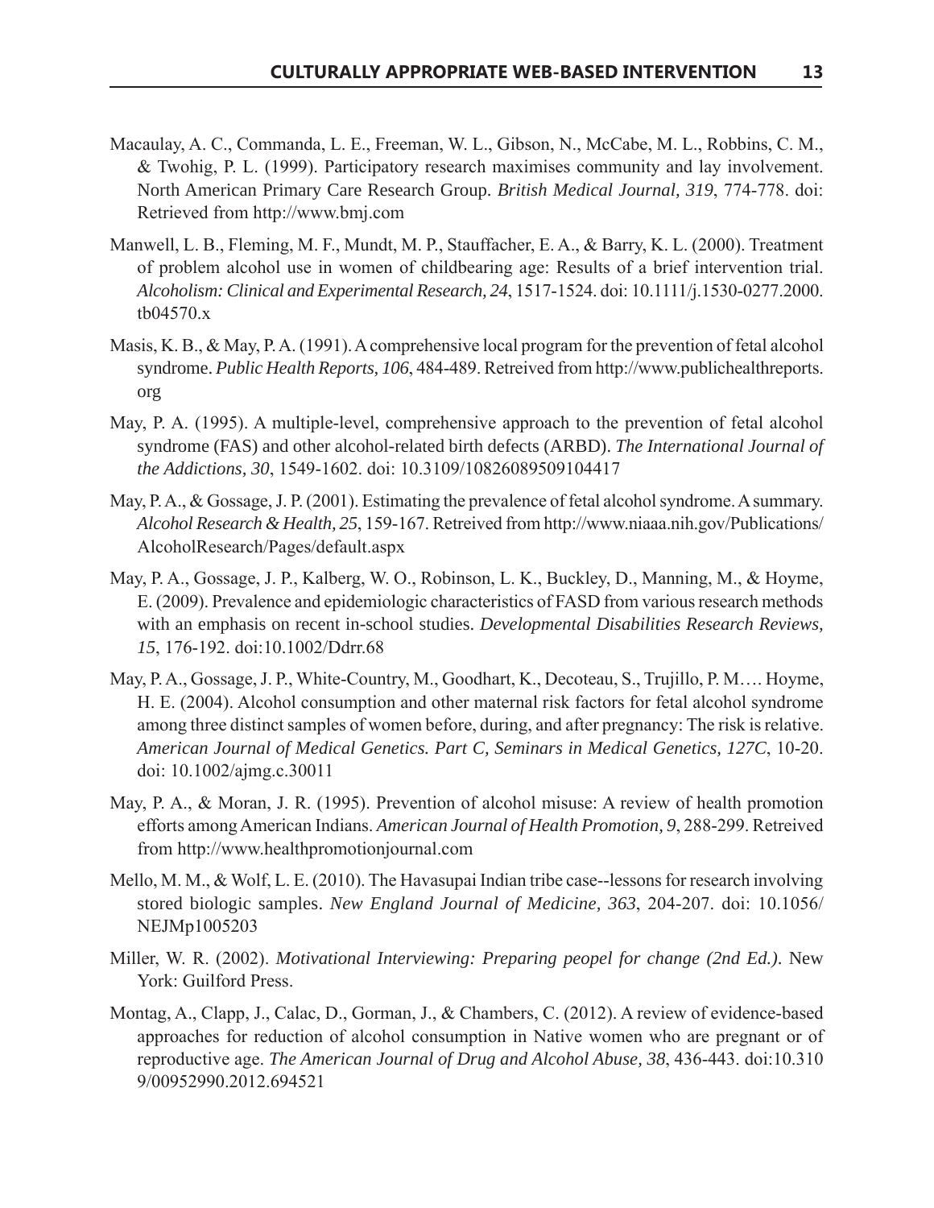Macaulay, A. C., Commanda, L. E., Freeman, W. L., Gibson, N., McCabe, M. L., Robbins, C. M., & Twohig, P. L. (1999). Participatory research maximises community and lay involvement. North American Primary Care Research Group. *British Medical Journal, 319*, 774-778. doi: Retrieved from http://www.bmj.com

Manwell, L. B., Fleming, M. F., Mundt, M. P., Stauffacher, E. A., & Barry, K. L. (2000). Treatment of problem alcohol use in women of childbearing age: Results of a brief intervention trial. *Alcoholism: Clinical and Experimental Research, 24*, 1517-1524. doi: 10.1111/j.1530-0277.2000.tb04570.x

Masis, K. B., & May, P. A. (1991). A comprehensive local program for the prevention of fetal alcohol syndrome. *Public Health Reports, 106*, 484-489. Retreived from http://www.publichealthreports.org

May, P. A. (1995). A multiple-level, comprehensive approach to the prevention of fetal alcohol syndrome (FAS) and other alcohol-related birth defects (ARBD). *The International Journal of the Addictions, 30*, 1549-1602. doi: 10.3109/10826089509104417

May, P. A., & Gossage, J. P. (2001). Estimating the prevalence of fetal alcohol syndrome. A summary. *Alcohol Research & Health, 25*, 159-167. Retreived from http://www.niaaa.nih.gov/Publications/AlcoholResearch/Pages/default.aspx

May, P. A., Gossage, J. P., Kalberg, W. O., Robinson, L. K., Buckley, D., Manning, M., & Hoyme, E. (2009). Prevalence and epidemiologic characteristics of FASD from various research methods with an emphasis on recent in-school studies. *Developmental Disabilities Research Reviews, 15*, 176-192. doi:10.1002/Ddrr.68

May, P. A., Gossage, J. P., White-Country, M., Goodhart, K., Decoteau, S., Trujillo, P. M…. Hoyme, H. E. (2004). Alcohol consumption and other maternal risk factors for fetal alcohol syndrome among three distinct samples of women before, during, and after pregnancy: The risk is relative. *American Journal of Medical Genetics. Part C, Seminars in Medical Genetics, 127C*, 10-20. doi: 10.1002/ajmg.c.30011

May, P. A., & Moran, J. R. (1995). Prevention of alcohol misuse: A review of health promotion efforts among American Indians. *American Journal of Health Promotion, 9*, 288-299. Retreived from http://www.healthpromotionjournal.com

Mello, M. M., & Wolf, L. E. (2010). The Havasupai Indian tribe case--lessons for research involving stored biologic samples. *New England Journal of Medicine, 363*, 204-207. doi: 10.1056/NEJMp1005203

Miller, W. R. (2002). *Motivational Interviewing: Preparing peopel for change (2nd Ed.)*. New York: Guilford Press.

Montag, A., Clapp, J., Calac, D., Gorman, J., & Chambers, C. (2012). A review of evidence-based approaches for reduction of alcohol consumption in Native women who are pregnant or of reproductive age. *The American Journal of Drug and Alcohol Abuse, 38*, 436-443. doi:10.3109/00952990.2012.694521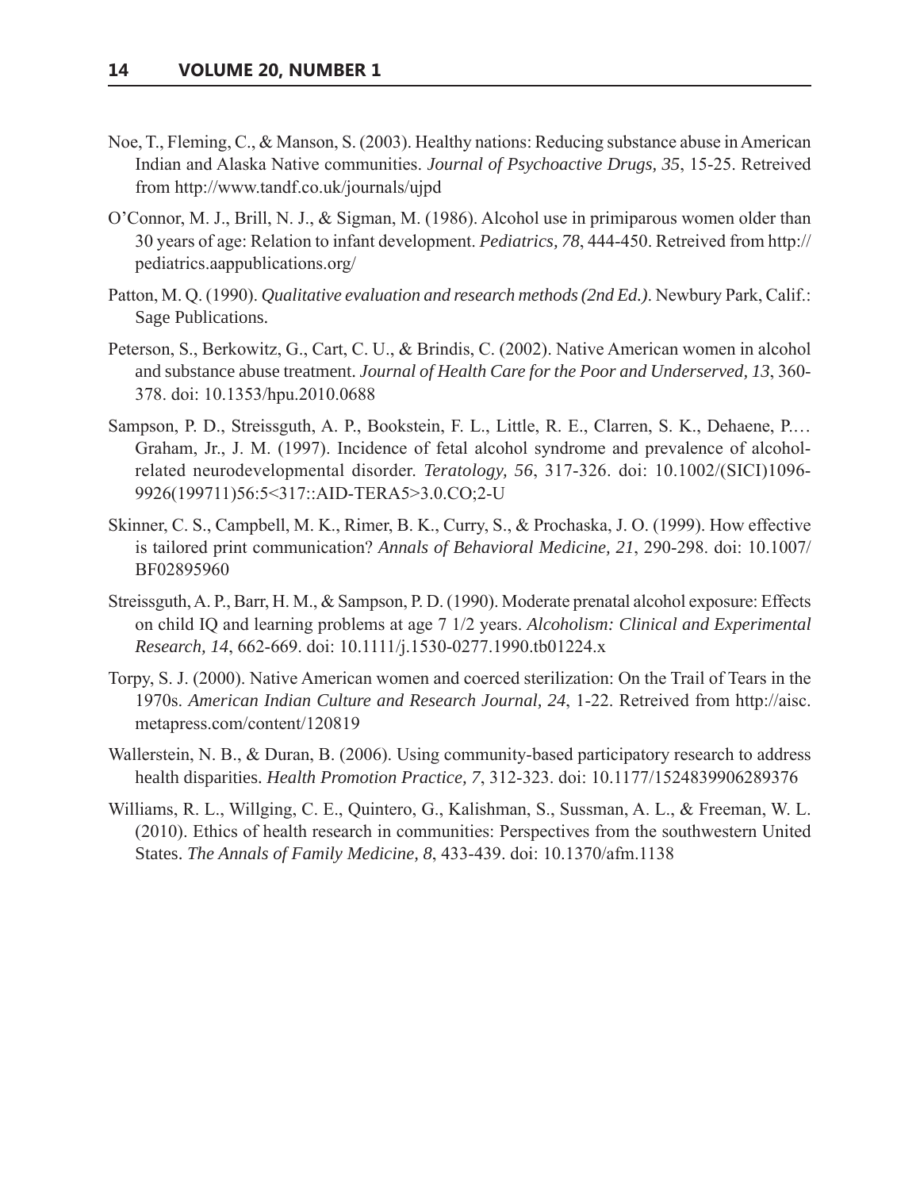Noe, T., Fleming, C., & Manson, S. (2003). Healthy nations: Reducing substance abuse in American Indian and Alaska Native communities. *Journal of Psychoactive Drugs, 35*, 15-25. Retreived from http://www.tandf.co.uk/journals/ujpd

O'Connor, M. J., Brill, N. J., & Sigman, M. (1986). Alcohol use in primiparous women older than 30 years of age: Relation to infant development. *Pediatrics, 78*, 444-450. Retreived from http://pediatrics.aappublications.org/

Patton, M. Q. (1990). *Qualitative evaluation and research methods (2nd Ed.)*. Newbury Park, Calif.: Sage Publications.

Peterson, S., Berkowitz, G., Cart, C. U., & Brindis, C. (2002). Native American women in alcohol and substance abuse treatment. *Journal of Health Care for the Poor and Underserved, 13*, 360-378. doi: 10.1353/hpu.2010.0688

Sampson, P. D., Streissguth, A. P., Bookstein, F. L., Little, R. E., Clarren, S. K., Dehaene, P.… Graham, Jr., J. M. (1997). Incidence of fetal alcohol syndrome and prevalence of alcohol-related neurodevelopmental disorder. *Teratology, 56*, 317-326. doi: 10.1002/(SICI)1096-9926(199711)56:5<317::AID-TERA5>3.0.CO;2-U

Skinner, C. S., Campbell, M. K., Rimer, B. K., Curry, S., & Prochaska, J. O. (1999). How effective is tailored print communication? *Annals of Behavioral Medicine, 21*, 290-298. doi: 10.1007/BF02895960

Streissguth, A. P., Barr, H. M., & Sampson, P. D. (1990). Moderate prenatal alcohol exposure: Effects on child IQ and learning problems at age 7 1/2 years. *Alcoholism: Clinical and Experimental Research, 14*, 662-669. doi: 10.1111/j.1530-0277.1990.tb01224.x

Torpy, S. J. (2000). Native American women and coerced sterilization: On the Trail of Tears in the 1970s. *American Indian Culture and Research Journal, 24*, 1-22. Retreived from http://aisc.metapress.com/content/120819

Wallerstein, N. B., & Duran, B. (2006). Using community-based participatory research to address health disparities. *Health Promotion Practice, 7*, 312-323. doi: 10.1177/1524839906289376

Williams, R. L., Willging, C. E., Quintero, G., Kalishman, S., Sussman, A. L., & Freeman, W. L. (2010). Ethics of health research in communities: Perspectives from the southwestern United States. *The Annals of Family Medicine, 8*, 433-439. doi: 10.1370/afm.1138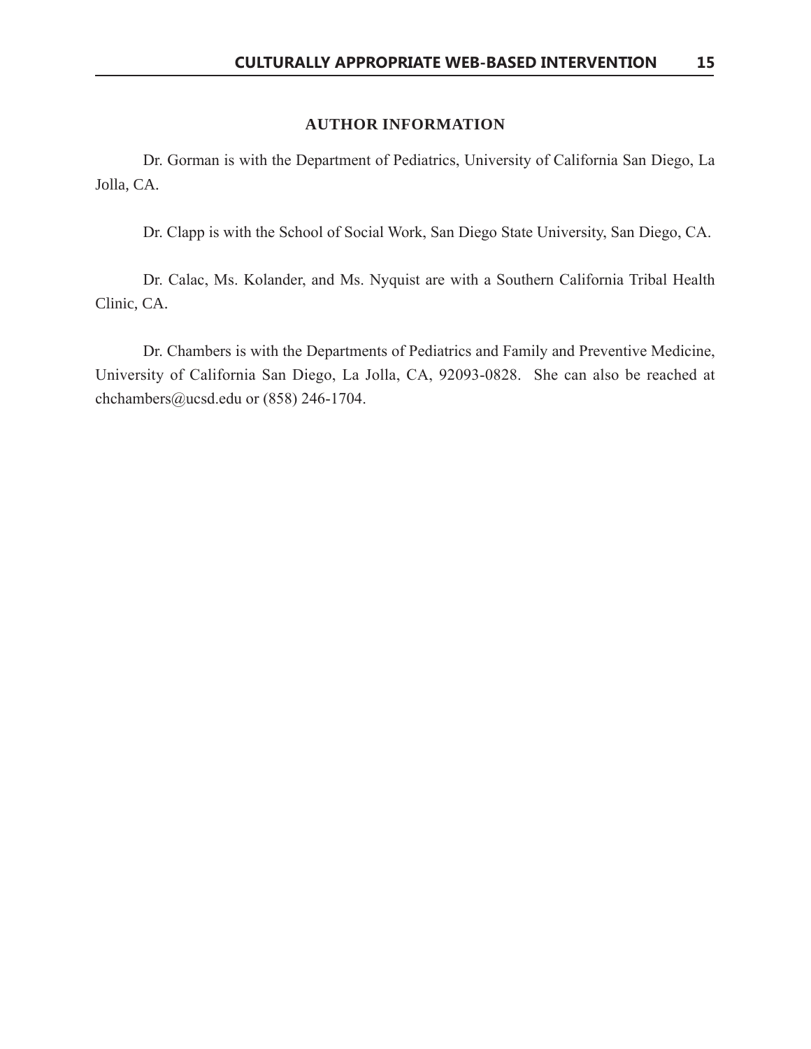## AUTHOR INFORMATION

Dr. Gorman is with the Department of Pediatrics, University of California San Diego, La Jolla, CA.

Dr. Clapp is with the School of Social Work, San Diego State University, San Diego, CA.

Dr. Calac, Ms. Kolander, and Ms. Nyquist are with a Southern California Tribal Health Clinic, CA.

Dr. Chambers is with the Departments of Pediatrics and Family and Preventive Medicine, University of California San Diego, La Jolla, CA, 92093-0828. She can also be reached at chchambers@ucsd.edu or (858) 246-1704.